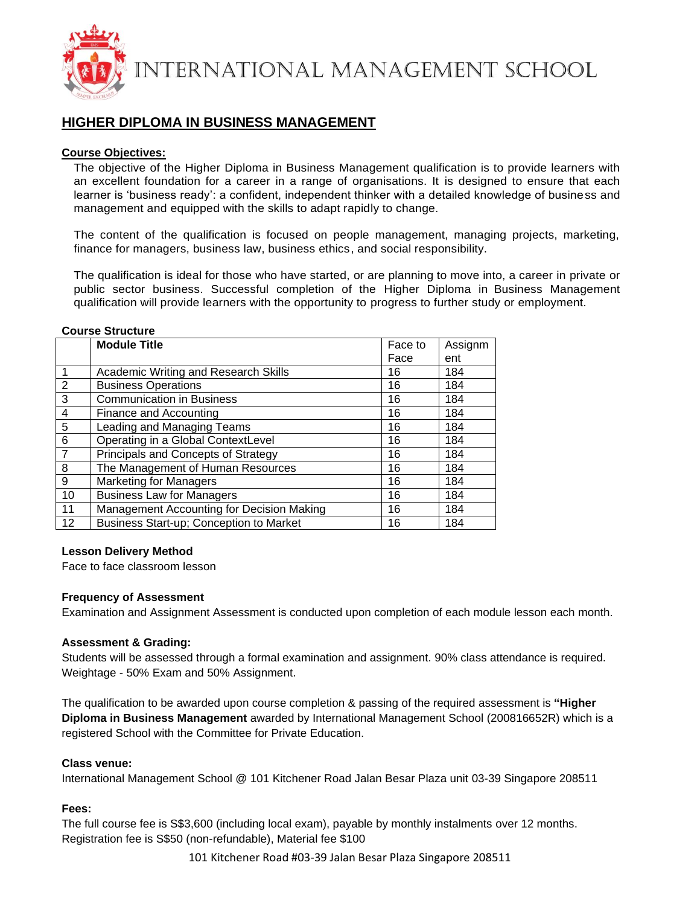INTERNATIONAL MANAGEMENT SCHOOL

# HIGHER DIPLOMA IN BUSINESS MANAGEMENT

**Course Objectives:**

The objective of the Higher Diploma in Business Management qualification is to provide learners with an excellent foundation for a career in a range of organisations. It is designed to ensure that each learner is 'business ready': a confident, independent thinker with a detailed knowledge of business and management and equipped with the skills to adapt rapidly to change.

The content of the qualification is focused on people management, managing projects, marketing, finance for managers, business law, business ethics, and social responsibility.

The qualification is ideal for those who have started, or are planning to move into, a career in private or public sector business. Successful completion of the Higher Diploma in Business Management qualification will provide learners with the opportunity to progress to further study or employment.

**Course Structure**

| | Module Title | Face to Face | Assignment |
|---|---|---|---|
| 1 | Academic Writing and Research Skills | 16 | 184 |
| 2 | Business Operations | 16 | 184 |
| 3 | Communication in Business | 16 | 184 |
| 4 | Finance and Accounting | 16 | 184 |
| 5 | Leading and Managing Teams | 16 | 184 |
| 6 | Operating in a Global ContextLevel | 16 | 184 |
| 7 | Principals and Concepts of Strategy | 16 | 184 |
| 8 | The Management of Human Resources | 16 | 184 |
| 9 | Marketing for Managers | 16 | 184 |
| 10 | Business Law for Managers | 16 | 184 |
| 11 | Management Accounting for Decision Making | 16 | 184 |
| 12 | Business Start-up; Conception to Market | 16 | 184 |

**Lesson Delivery Method**

Face to face classroom lesson

**Frequency of Assessment**

Examination and Assignment Assessment is conducted upon completion of each module lesson each month.

**Assessment & Grading:**

Students will be assessed through a formal examination and assignment. 90% class attendance is required. Weightage - 50% Exam and 50% Assignment.

The qualification to be awarded upon course completion & passing of the required assessment is **"Higher Diploma in Business Management** awarded by International Management School (200816652R) which is a registered School with the Committee for Private Education.

**Class venue:**

International Management School @ 101 Kitchener Road Jalan Besar Plaza unit 03-39 Singapore 208511

**Fees:**

The full course fee is S$3,600 (including local exam), payable by monthly instalments over 12 months.
Registration fee is S$50 (non-refundable), Material fee $100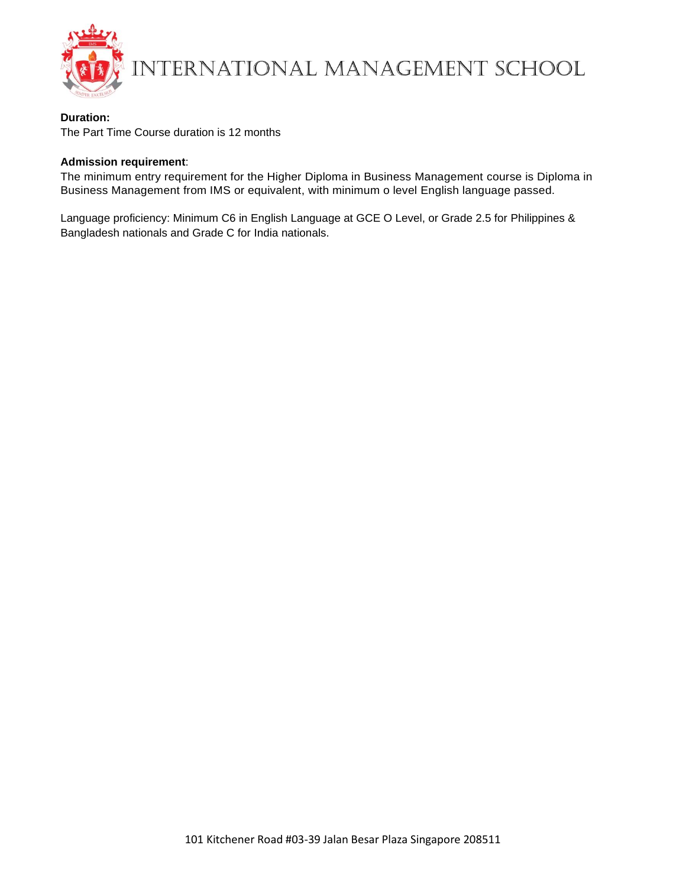**Duration:**
The Part Time Course duration is 12 months

**Admission requirement**:
The minimum entry requirement for the Higher Diploma in Business Management course is Diploma in Business Management from IMS or equivalent, with minimum o level English language passed.

Language proficiency: Minimum C6 in English Language at GCE O Level, or Grade 2.5 for Philippines & Bangladesh nationals and Grade C for India nationals.